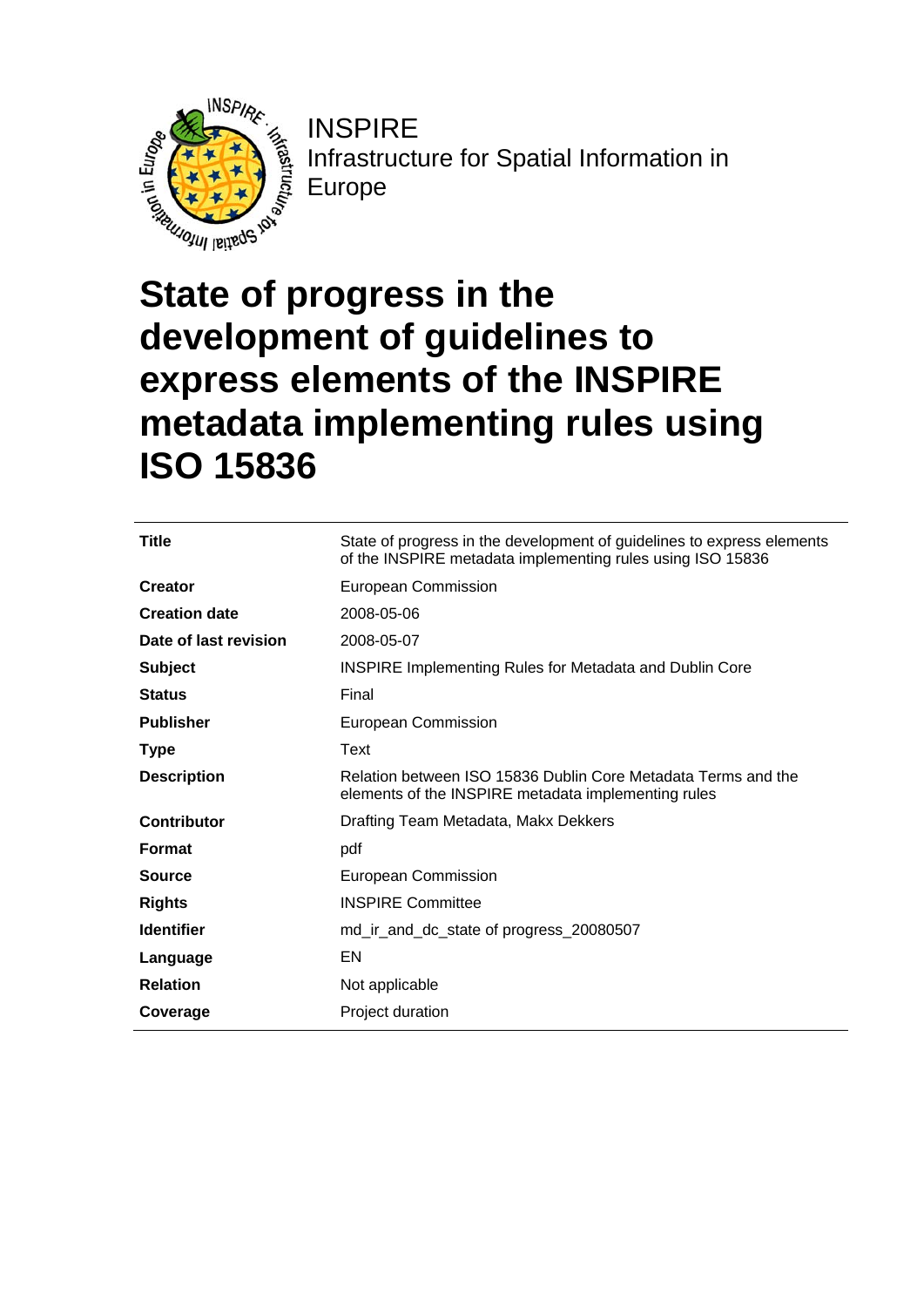INSPIRE
Infrastructure for Spatial Information in Europe

# State of progress in the development of guidelines to express elements of the INSPIRE metadata implementing rules using ISO 15836

| | |
|---|---|
| **Title** | State of progress in the development of guidelines to express elements of the INSPIRE metadata implementing rules using ISO 15836 |
| **Creator** | European Commission |
| **Creation date** | 2008-05-06 |
| **Date of last revision** | 2008-05-07 |
| **Subject** | INSPIRE Implementing Rules for Metadata and Dublin Core |
| **Status** | Final |
| **Publisher** | European Commission |
| **Type** | Text |
| **Description** | Relation between ISO 15836 Dublin Core Metadata Terms and the elements of the INSPIRE metadata implementing rules |
| **Contributor** | Drafting Team Metadata, Makx Dekkers |
| **Format** | pdf |
| **Source** | European Commission |
| **Rights** | INSPIRE Committee |
| **Identifier** | md_ir_and_dc_state of progress_20080507 |
| **Language** | EN |
| **Relation** | Not applicable |
| **Coverage** | Project duration |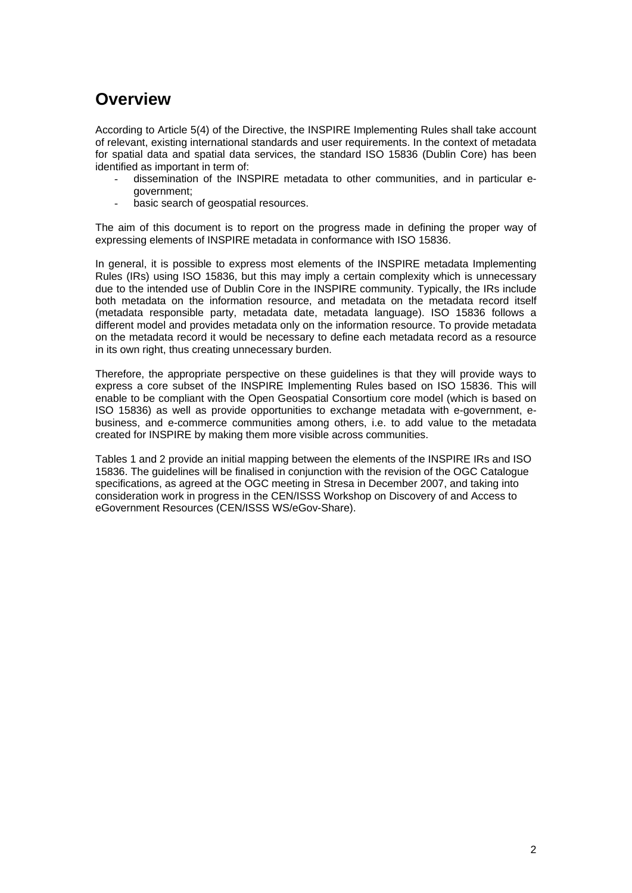# Overview

According to Article 5(4) of the Directive, the INSPIRE Implementing Rules shall take account of relevant, existing international standards and user requirements. In the context of metadata for spatial data and spatial data services, the standard ISO 15836 (Dublin Core) has been identified as important in term of:

- dissemination of the INSPIRE metadata to other communities, and in particular e-government;
- basic search of geospatial resources.

The aim of this document is to report on the progress made in defining the proper way of expressing elements of INSPIRE metadata in conformance with ISO 15836.

In general, it is possible to express most elements of the INSPIRE metadata Implementing Rules (IRs) using ISO 15836, but this may imply a certain complexity which is unnecessary due to the intended use of Dublin Core in the INSPIRE community. Typically, the IRs include both metadata on the information resource, and metadata on the metadata record itself (metadata responsible party, metadata date, metadata language). ISO 15836 follows a different model and provides metadata only on the information resource. To provide metadata on the metadata record it would be necessary to define each metadata record as a resource in its own right, thus creating unnecessary burden.

Therefore, the appropriate perspective on these guidelines is that they will provide ways to express a core subset of the INSPIRE Implementing Rules based on ISO 15836. This will enable to be compliant with the Open Geospatial Consortium core model (which is based on ISO 15836) as well as provide opportunities to exchange metadata with e-government, e-business, and e-commerce communities among others, i.e. to add value to the metadata created for INSPIRE by making them more visible across communities.

Tables 1 and 2 provide an initial mapping between the elements of the INSPIRE IRs and ISO 15836. The guidelines will be finalised in conjunction with the revision of the OGC Catalogue specifications, as agreed at the OGC meeting in Stresa in December 2007, and taking into consideration work in progress in the CEN/ISSS Workshop on Discovery of and Access to eGovernment Resources (CEN/ISSS WS/eGov-Share).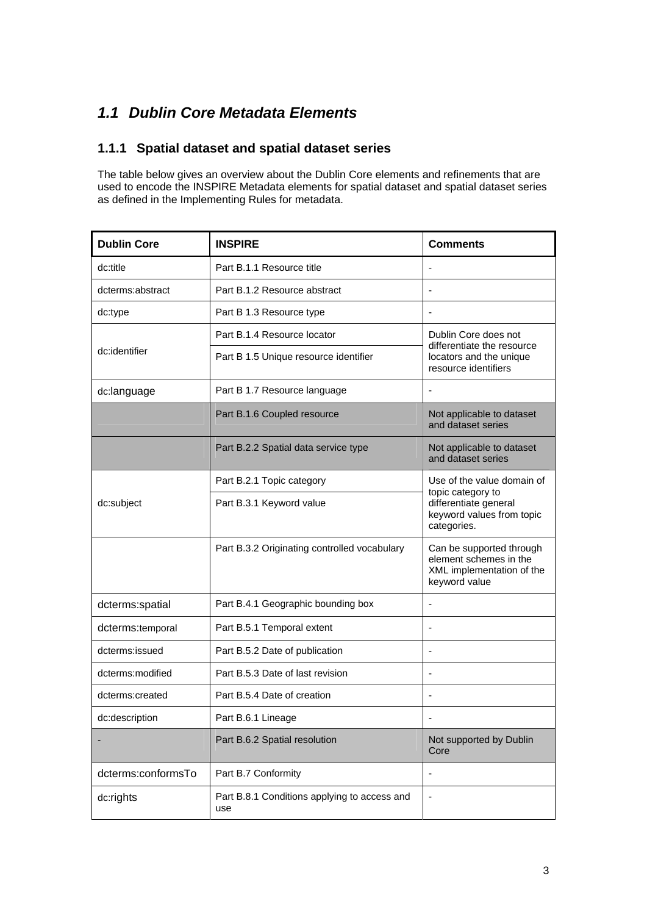## 1.1 *Dublin Core Metadata Elements*

### 1.1.1 Spatial dataset and spatial dataset series

The table below gives an overview about the Dublin Core elements and refinements that are used to encode the INSPIRE Metadata elements for spatial dataset and spatial dataset series as defined in the Implementing Rules for metadata.

| **Dublin Core** | **INSPIRE** | **Comments** |
|---|---|---|
| dc:title | Part B.1.1 Resource title | - |
| dcterms:abstract | Part B.1.2 Resource abstract | - |
| dc:type | Part B 1.3 Resource type | - |
| dc:identifier | Part B.1.4 Resource locator | Dublin Core does not differentiate the resource locators and the unique resource identifiers |
| | Part B 1.5 Unique resource identifier | |
| dc:language | Part B 1.7 Resource language | - |
| | Part B.1.6 Coupled resource | Not applicable to dataset and dataset series |
| | Part B.2.2 Spatial data service type | Not applicable to dataset and dataset series |
| dc:subject | Part B.2.1 Topic category | Use of the value domain of topic category to differentiate general keyword values from topic categories. |
| | Part B.3.1 Keyword value | |
| | Part B.3.2 Originating controlled vocabulary | Can be supported through element schemes in the XML implementation of the keyword value |
| dcterms:spatial | Part B.4.1 Geographic bounding box | - |
| dcterms:temporal | Part B.5.1 Temporal extent | - |
| dcterms:issued | Part B.5.2 Date of publication | - |
| dcterms:modified | Part B.5.3 Date of last revision | - |
| dcterms:created | Part B.5.4 Date of creation | - |
| dc:description | Part B.6.1 Lineage | - |
| - | Part B.6.2 Spatial resolution | Not supported by Dublin Core |
| dcterms:conformsTo | Part B.7 Conformity | - |
| dc:rights | Part B.8.1 Conditions applying to access and use | - |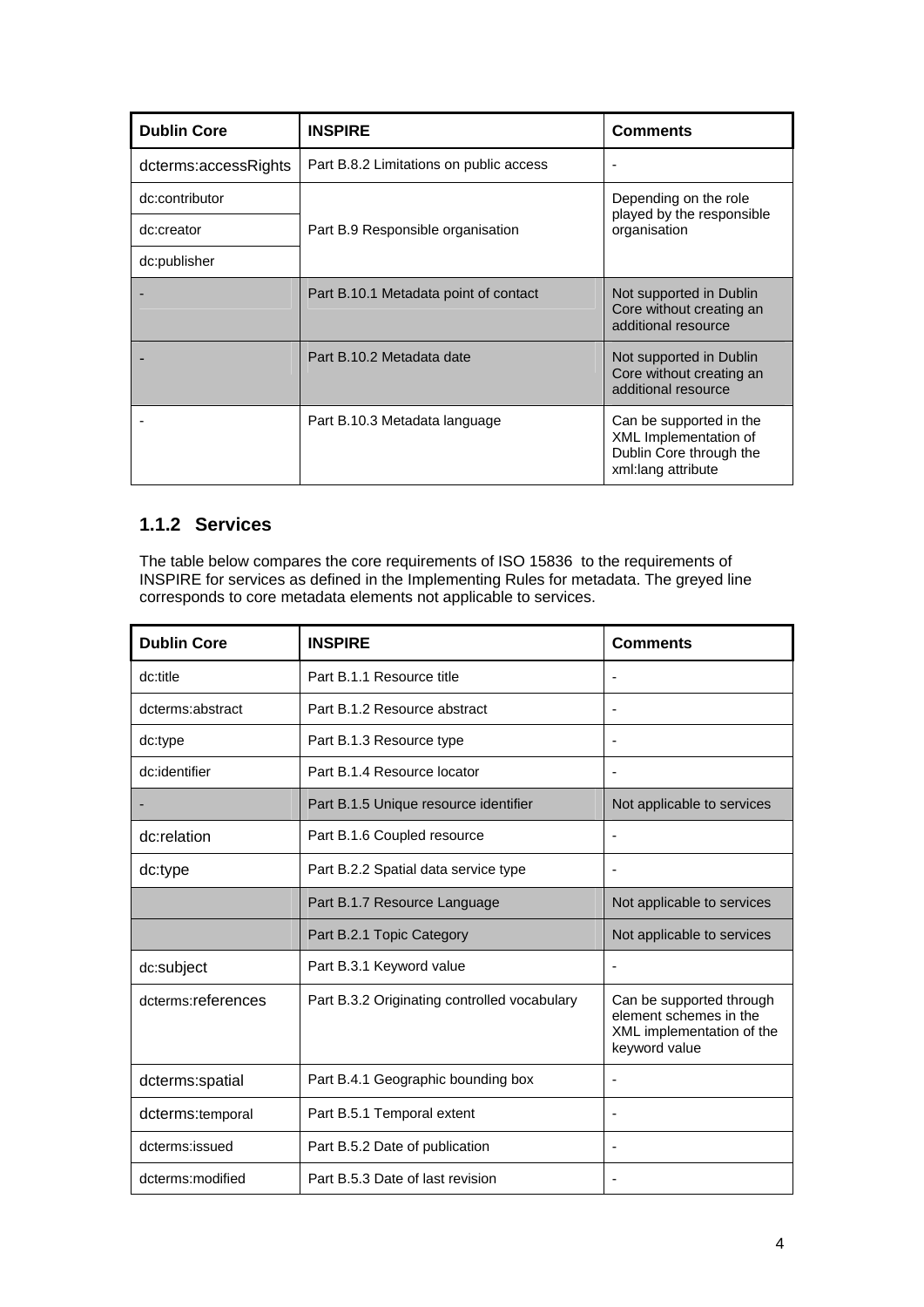| Dublin Core | INSPIRE | Comments |
|---|---|---|
| dcterms:accessRights | Part B.8.2 Limitations on public access | - |
| dc:contributor | Part B.9 Responsible organisation | Depending on the role played by the responsible organisation |
| dc:creator | | |
| dc:publisher | | |
| - | Part B.10.1 Metadata point of contact | Not supported in Dublin Core without creating an additional resource |
| - | Part B.10.2 Metadata date | Not supported in Dublin Core without creating an additional resource |
| - | Part B.10.3 Metadata language | Can be supported in the XML Implementation of Dublin Core through the xml:lang attribute |

### 1.1.2 Services

The table below compares the core requirements of ISO 15836 to the requirements of INSPIRE for services as defined in the Implementing Rules for metadata. The greyed line corresponds to core metadata elements not applicable to services.

| Dublin Core | INSPIRE | Comments |
|---|---|---|
| dc:title | Part B.1.1 Resource title | - |
| dcterms:abstract | Part B.1.2 Resource abstract | - |
| dc:type | Part B.1.3 Resource type | - |
| dc:identifier | Part B.1.4 Resource locator | - |
| - | Part B.1.5 Unique resource identifier | Not applicable to services |
| dc:relation | Part B.1.6 Coupled resource | - |
| dc:type | Part B.2.2 Spatial data service type | - |
| | Part B.1.7 Resource Language | Not applicable to services |
| | Part B.2.1 Topic Category | Not applicable to services |
| dc:subject | Part B.3.1 Keyword value | - |
| dcterms:references | Part B.3.2 Originating controlled vocabulary | Can be supported through element schemes in the XML implementation of the keyword value |
| dcterms:spatial | Part B.4.1 Geographic bounding box | - |
| dcterms:temporal | Part B.5.1 Temporal extent | - |
| dcterms:issued | Part B.5.2 Date of publication | - |
| dcterms:modified | Part B.5.3 Date of last revision | - |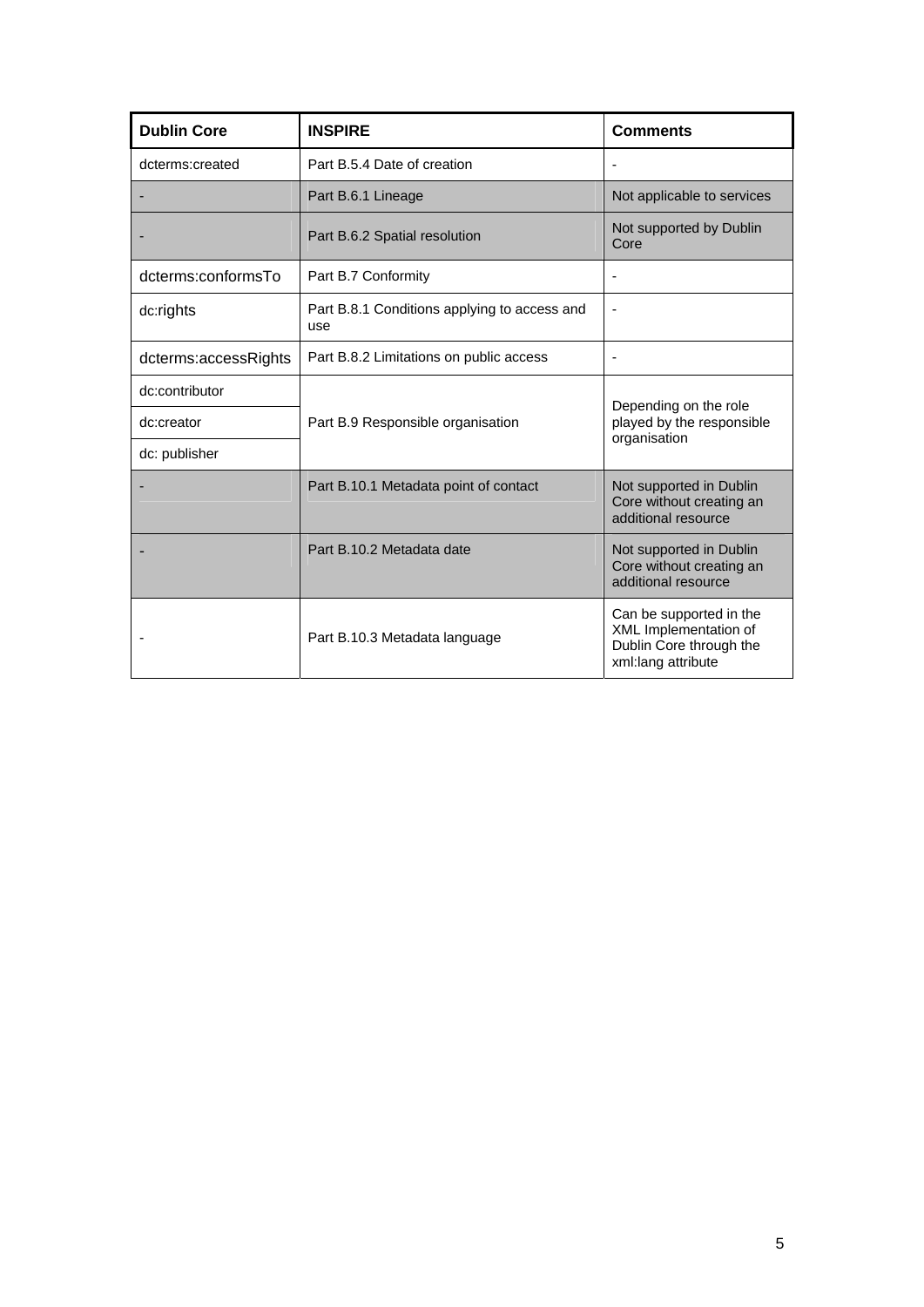| Dublin Core | INSPIRE | Comments |
| --- | --- | --- |
| dcterms:created | Part B.5.4 Date of creation | - |
| - | Part B.6.1 Lineage | Not applicable to services |
| - | Part B.6.2 Spatial resolution | Not supported by Dublin Core |
| dcterms:conformsTo | Part B.7 Conformity | - |
| dc:rights | Part B.8.1 Conditions applying to access and use | - |
| dcterms:accessRights | Part B.8.2 Limitations on public access | - |
| dc:contributor | Part B.9 Responsible organisation | Depending on the role played by the responsible organisation |
| dc:creator | | |
| dc: publisher | | |
| - | Part B.10.1 Metadata point of contact | Not supported in Dublin Core without creating an additional resource |
| - | Part B.10.2 Metadata date | Not supported in Dublin Core without creating an additional resource |
| - | Part B.10.3 Metadata language | Can be supported in the XML Implementation of Dublin Core through the xml:lang attribute |